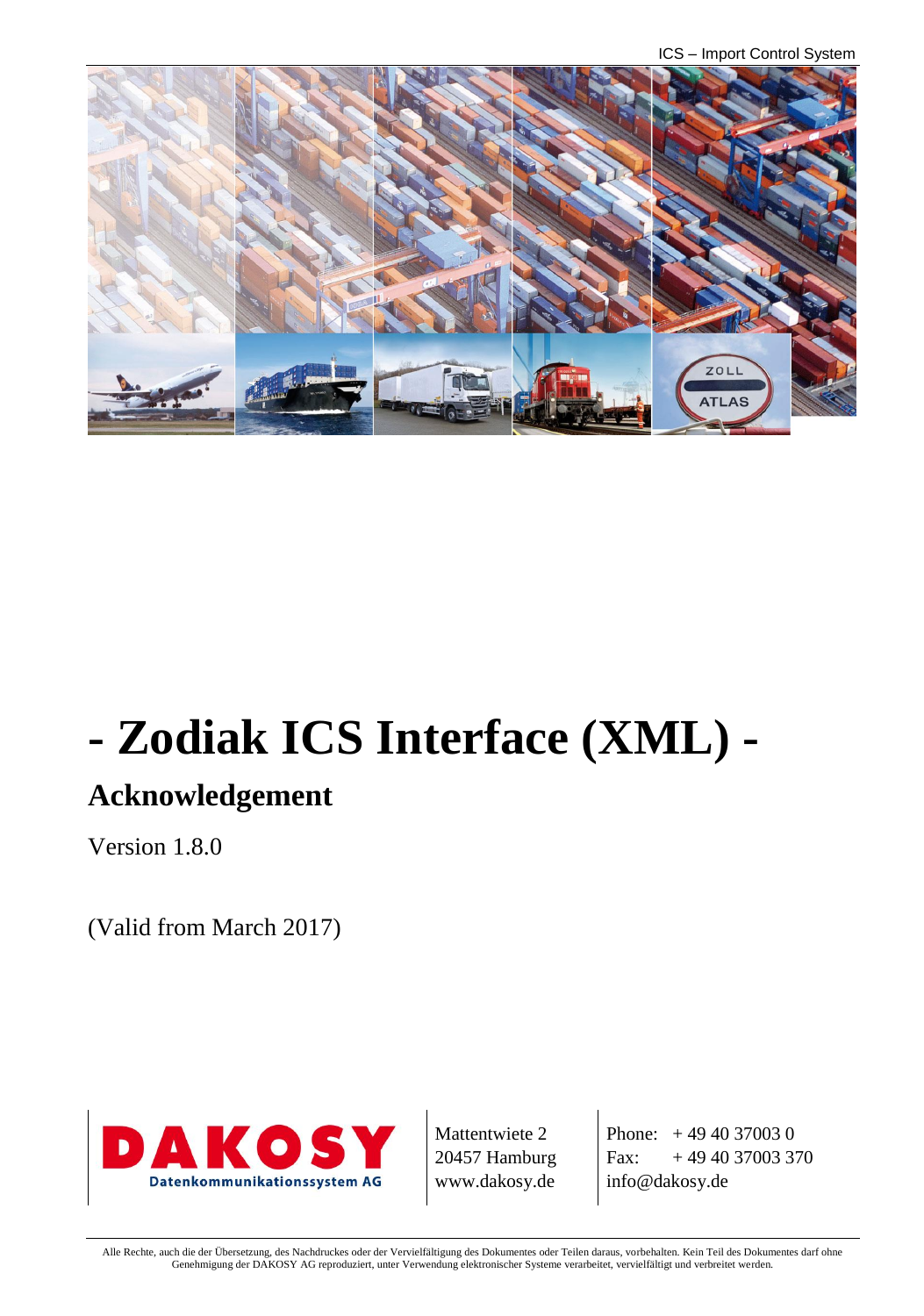# - Zodiak ICS Interface (XML) -

## Acknowledgement

Version 1.8.0

(Valid from March 2017)

DAKOSY
Datenkommunikationssystem AG

Mattentwiete 2
20457 Hamburg
www.dakosy.de

Phone: + 49 40 37003 0
Fax: + 49 40 37003 370
info@dakosy.de

Alle Rechte, auch die der Übersetzung, des Nachdruckes oder der Vervielfältigung des Dokumentes oder Teilen daraus, vorbehalten. Kein Teil des Dokumentes darf ohne Genehmigung der DAKOSY AG reproduziert, unter Verwendung elektronischer Systeme verarbeitet, vervielfältigt und verbreitet werden.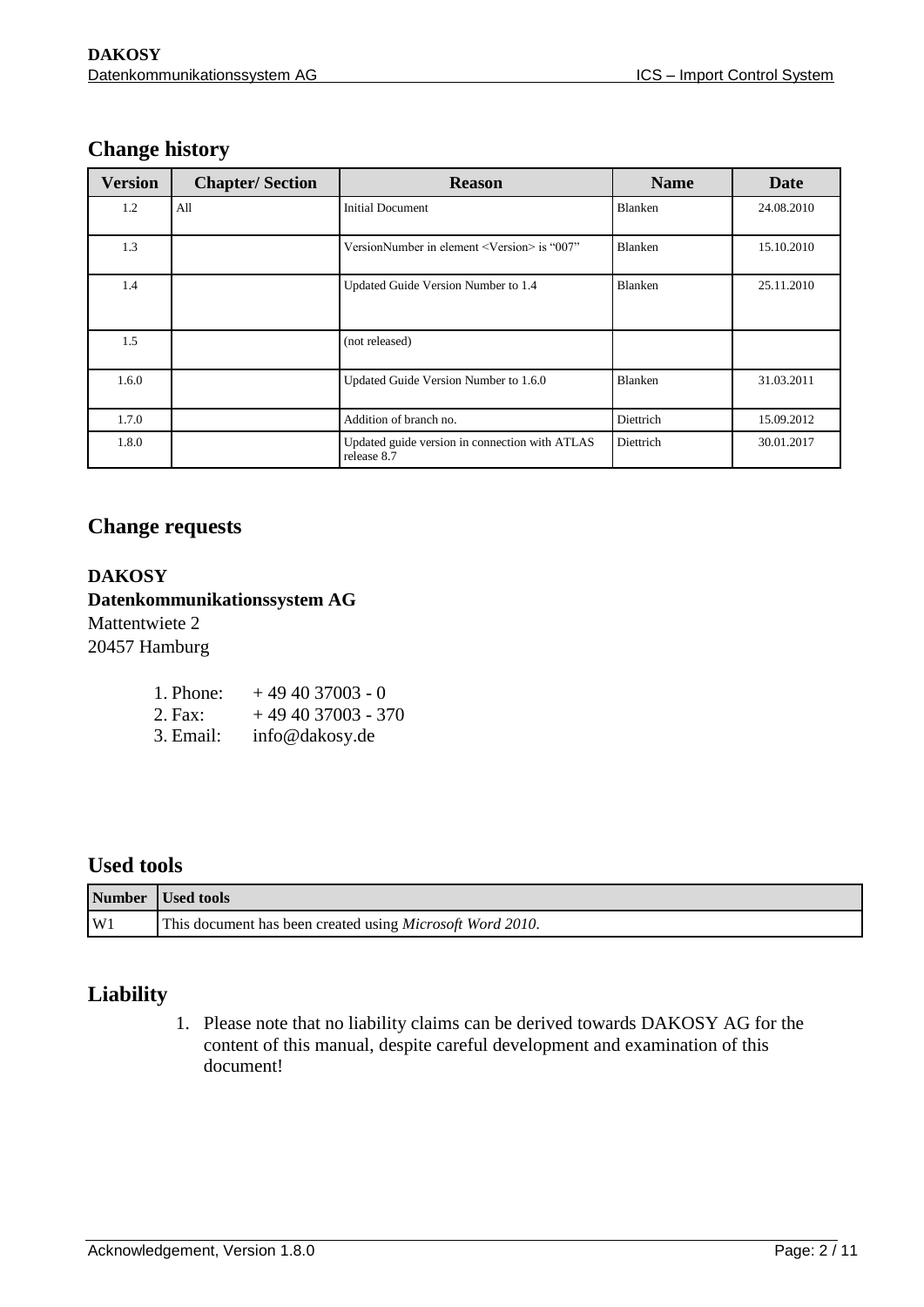## Change history

| Version | Chapter/ Section | Reason | Name | Date |
|---|---|---|---|---|
| 1.2 | All | Initial Document | Blanken | 24.08.2010 |
| 1.3 | | VersionNumber in element <Version> is “007” | Blanken | 15.10.2010 |
| 1.4 | | Updated Guide Version Number to 1.4 | Blanken | 25.11.2010 |
| 1.5 | | (not released) | | |
| 1.6.0 | | Updated Guide Version Number to 1.6.0 | Blanken | 31.03.2011 |
| 1.7.0 | | Addition of branch no. | Diettrich | 15.09.2012 |
| 1.8.0 | | Updated guide version in connection with ATLAS release 8.7 | Diettrich | 30.01.2017 |

## Change requests

**DAKOSY**
**Datenkommunikationssystem AG**
Mattentwiete 2
20457 Hamburg

1. Phone: + 49 40 37003 - 0
2. Fax: + 49 40 37003 - 370
3. Email: info@dakosy.de

## Used tools

| Number | Used tools |
|---|---|
| W1 | This document has been created using *Microsoft Word 2010*. |

## Liability

1. Please note that no liability claims can be derived towards DAKOSY AG for the content of this manual, despite careful development and examination of this document!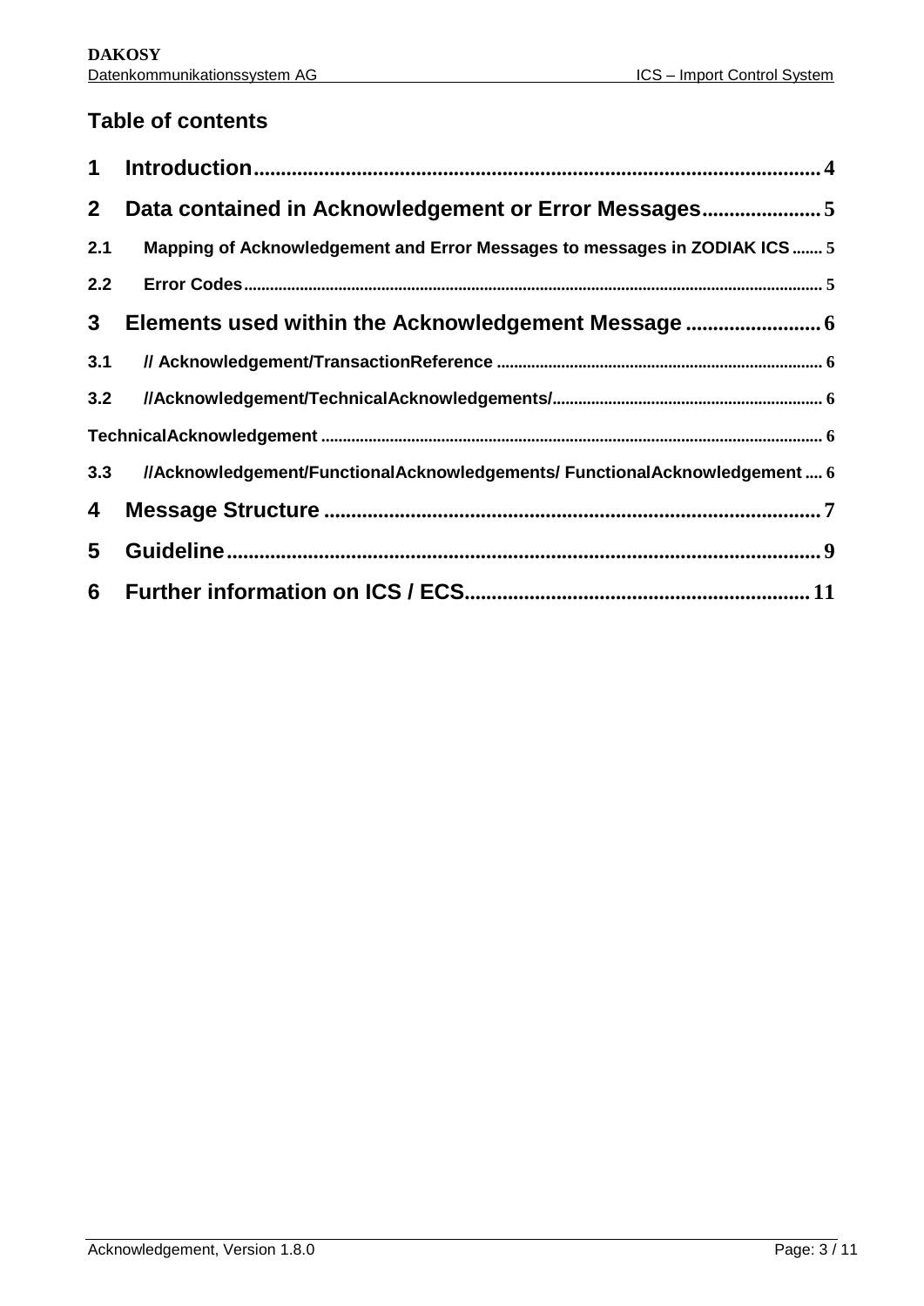## Table of contents

**1 Introduction** ......................................................................................................... 4

**2 Data contained in Acknowledgement or Error Messages** ...................... 5

**2.1 Mapping of Acknowledgement and Error Messages to messages in ZODIAK ICS** ....... 5

**2.2 Error Codes** ........................................................................................................................................ 5

**3 Elements used within the Acknowledgement Message** ......................... 6

**3.1 // Acknowledgement/TransactionReference** ............................................................................. 6

**3.2 //Acknowledgement/TechnicalAcknowledgements/** .............................................................. 6

**TechnicalAcknowledgement** ................................................................................................................... 6

**3.3 //Acknowledgement/FunctionalAcknowledgements/ FunctionalAcknowledgement** .... 6

**4 Message Structure** ........................................................................................... 7

**5 Guideline** ............................................................................................................. 9

**6 Further information on ICS / ECS** ............................................................... 11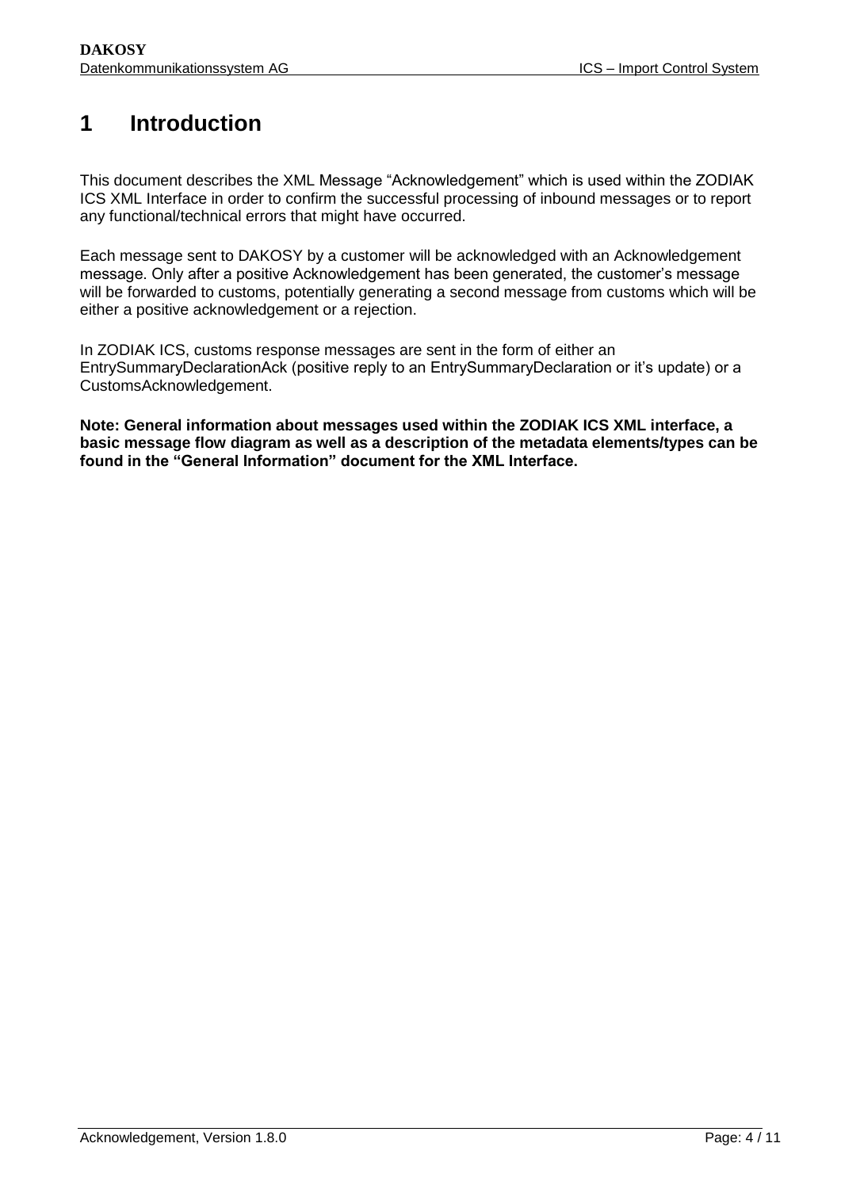# 1 Introduction

This document describes the XML Message “Acknowledgement” which is used within the ZODIAK ICS XML Interface in order to confirm the successful processing of inbound messages or to report any functional/technical errors that might have occurred.

Each message sent to DAKOSY by a customer will be acknowledged with an Acknowledgement message. Only after a positive Acknowledgement has been generated, the customer’s message will be forwarded to customs, potentially generating a second message from customs which will be either a positive acknowledgement or a rejection.

In ZODIAK ICS, customs response messages are sent in the form of either an EntrySummaryDeclarationAck (positive reply to an EntrySummaryDeclaration or it’s update) or a CustomsAcknowledgement.

**Note: General information about messages used within the ZODIAK ICS XML interface, a basic message flow diagram as well as a description of the metadata elements/types can be found in the “General Information” document for the XML Interface.**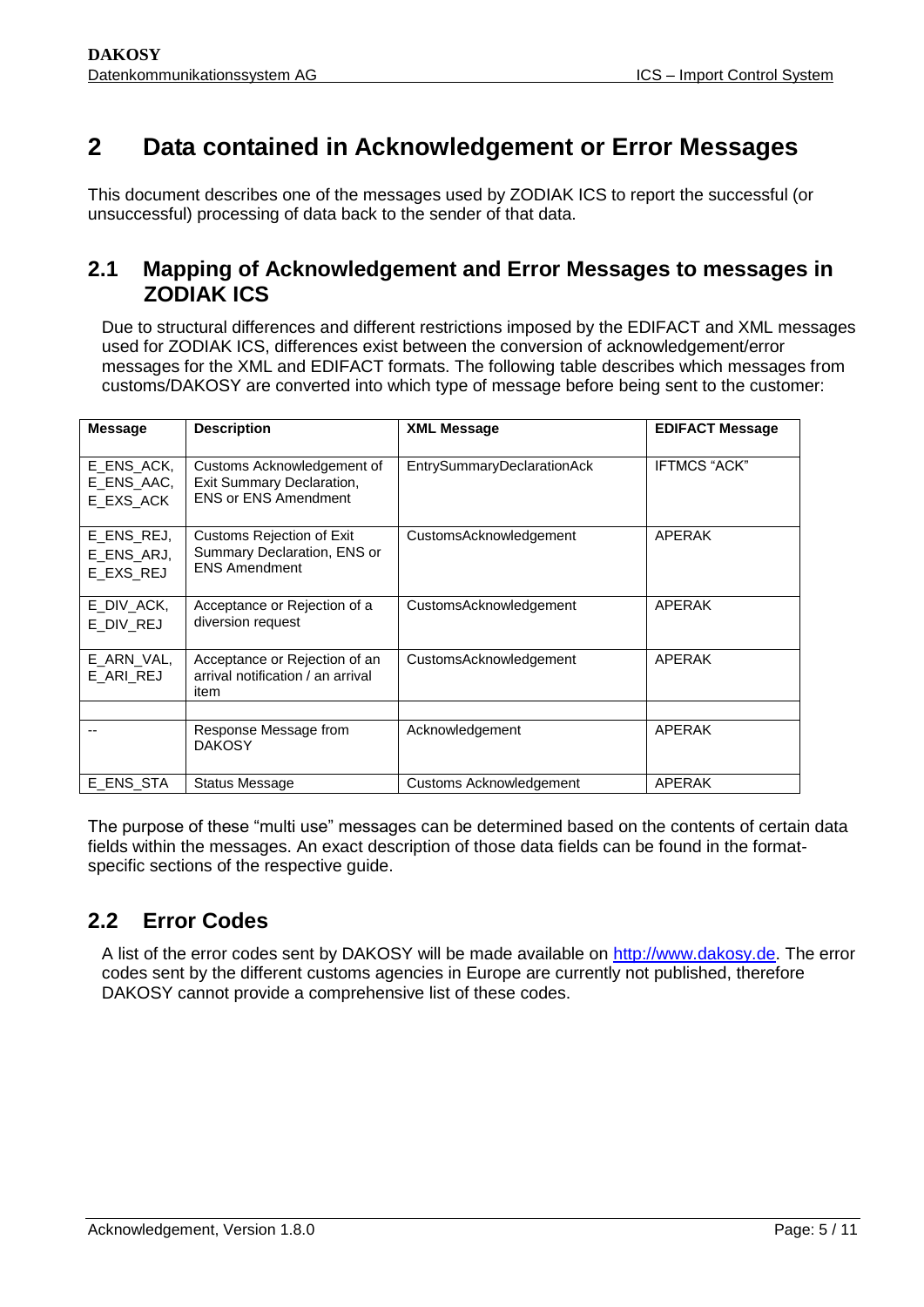# 2 Data contained in Acknowledgement or Error Messages

This document describes one of the messages used by ZODIAK ICS to report the successful (or unsuccessful) processing of data back to the sender of that data.

## 2.1 Mapping of Acknowledgement and Error Messages to messages in ZODIAK ICS

Due to structural differences and different restrictions imposed by the EDIFACT and XML messages used for ZODIAK ICS, differences exist between the conversion of acknowledgement/error messages for the XML and EDIFACT formats. The following table describes which messages from customs/DAKOSY are converted into which type of message before being sent to the customer:

| Message | Description | XML Message | EDIFACT Message |
|---|---|---|---|
| E_ENS_ACK, E_ENS_AAC, E_EXS_ACK | Customs Acknowledgement of Exit Summary Declaration, ENS or ENS Amendment | EntrySummaryDeclarationAck | IFTMCS "ACK" |
| E_ENS_REJ, E_ENS_ARJ, E_EXS_REJ | Customs Rejection of Exit Summary Declaration, ENS or ENS Amendment | CustomsAcknowledgement | APERAK |
| E_DIV_ACK, E_DIV_REJ | Acceptance or Rejection of a diversion request | CustomsAcknowledgement | APERAK |
| E_ARN_VAL, E_ARI_REJ | Acceptance or Rejection of an arrival notification / an arrival item | CustomsAcknowledgement | APERAK |
| | | | |
| -- | Response Message from DAKOSY | Acknowledgement | APERAK |
| E_ENS_STA | Status Message | Customs Acknowledgement | APERAK |

The purpose of these "multi use" messages can be determined based on the contents of certain data fields within the messages. An exact description of those data fields can be found in the format-specific sections of the respective guide.

## 2.2 Error Codes

A list of the error codes sent by DAKOSY will be made available on http://www.dakosy.de. The error codes sent by the different customs agencies in Europe are currently not published, therefore DAKOSY cannot provide a comprehensive list of these codes.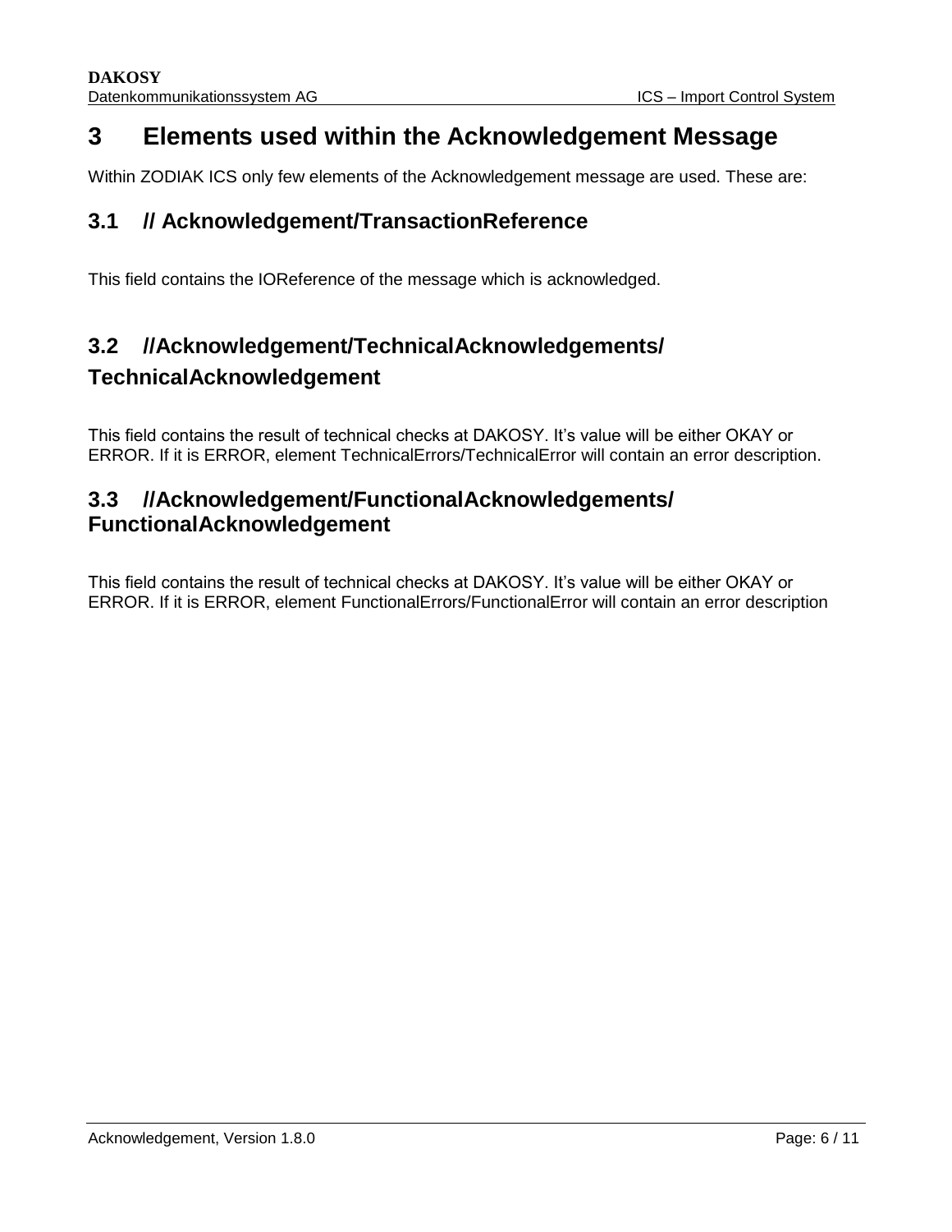# 3 Elements used within the Acknowledgement Message

Within ZODIAK ICS only few elements of the Acknowledgement message are used. These are:

## 3.1 // Acknowledgement/TransactionReference

This field contains the IOReference of the message which is acknowledged.

## 3.2 //Acknowledgement/TechnicalAcknowledgements/ TechnicalAcknowledgement

This field contains the result of technical checks at DAKOSY. It's value will be either OKAY or ERROR. If it is ERROR, element TechnicalErrors/TechnicalError will contain an error description.

## 3.3 //Acknowledgement/FunctionalAcknowledgements/ FunctionalAcknowledgement

This field contains the result of technical checks at DAKOSY. It's value will be either OKAY or ERROR. If it is ERROR, element FunctionalErrors/FunctionalError will contain an error description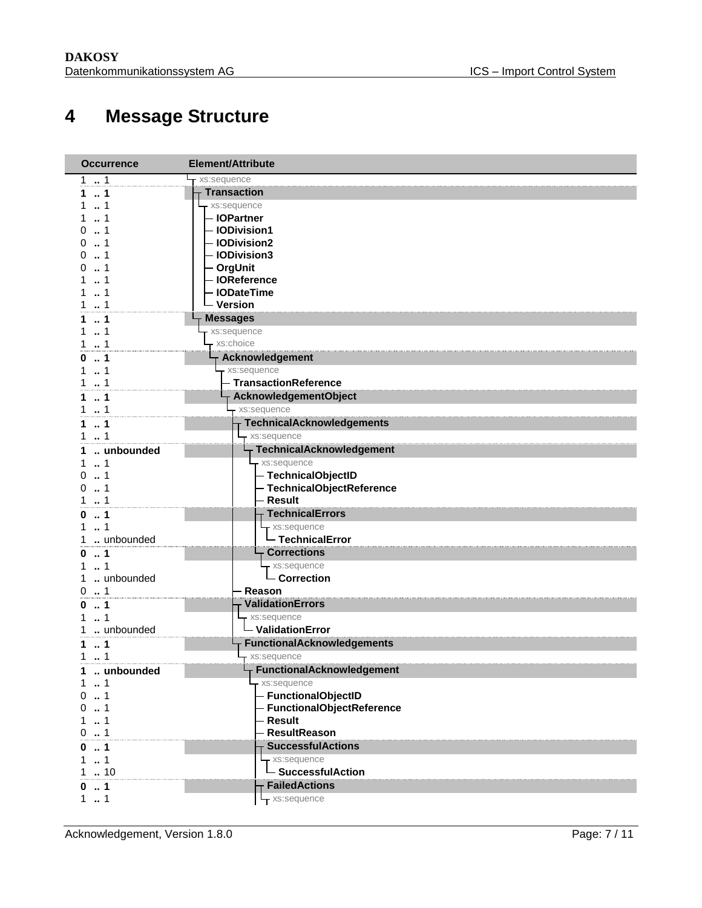# 4 Message Structure

| Occurrence | Element/Attribute |
|---|---|
| 1 .. 1 | xs:sequence |
| **1 .. 1** | **Transaction** |
| 1 .. 1 | xs:sequence |
| 1 .. 1 | **IOPartner** |
| 0 .. 1 | **IODivision1** |
| 0 .. 1 | **IODivision2** |
| 0 .. 1 | **IODivision3** |
| 0 .. 1 | **OrgUnit** |
| 1 .. 1 | **IOReference** |
| 1 .. 1 | **IODateTime** |
| 1 .. 1 | **Version** |
| **1 .. 1** | **Messages** |
| 1 .. 1 | xs:sequence |
| 1 .. 1 | xs:choice |
| **0 .. 1** | **Acknowledgement** |
| 1 .. 1 | xs:sequence |
| 1 .. 1 | **TransactionReference** |
| **1 .. 1** | **AcknowledgementObject** |
| 1 .. 1 | xs:sequence |
| **1 .. 1** | **TechnicalAcknowledgements** |
| 1 .. 1 | xs:sequence |
| **1 .. unbounded** | **TechnicalAcknowledgement** |
| 1 .. 1 | xs:sequence |
| 0 .. 1 | **TechnicalObjectID** |
| 0 .. 1 | **TechnicalObjectReference** |
| 1 .. 1 | **Result** |
| **0 .. 1** | **TechnicalErrors** |
| 1 .. 1 | xs:sequence |
| 1 .. unbounded | **TechnicalError** |
| **0 .. 1** | **Corrections** |
| 1 .. 1 | xs:sequence |
| 1 .. unbounded | **Correction** |
| 0 .. 1 | **Reason** |
| **0 .. 1** | **ValidationErrors** |
| 1 .. 1 | xs:sequence |
| 1 .. unbounded | **ValidationError** |
| **1 .. 1** | **FunctionalAcknowledgements** |
| 1 .. 1 | xs:sequence |
| **1 .. unbounded** | **FunctionalAcknowledgement** |
| 1 .. 1 | xs:sequence |
| 0 .. 1 | **FunctionalObjectID** |
| 0 .. 1 | **FunctionalObjectReference** |
| 1 .. 1 | **Result** |
| 0 .. 1 | **ResultReason** |
| **0 .. 1** | **SuccessfulActions** |
| 1 .. 1 | xs:sequence |
| 1 .. 10 | **SuccessfulAction** |
| **0 .. 1** | **FailedActions** |
| 1 .. 1 | xs:sequence |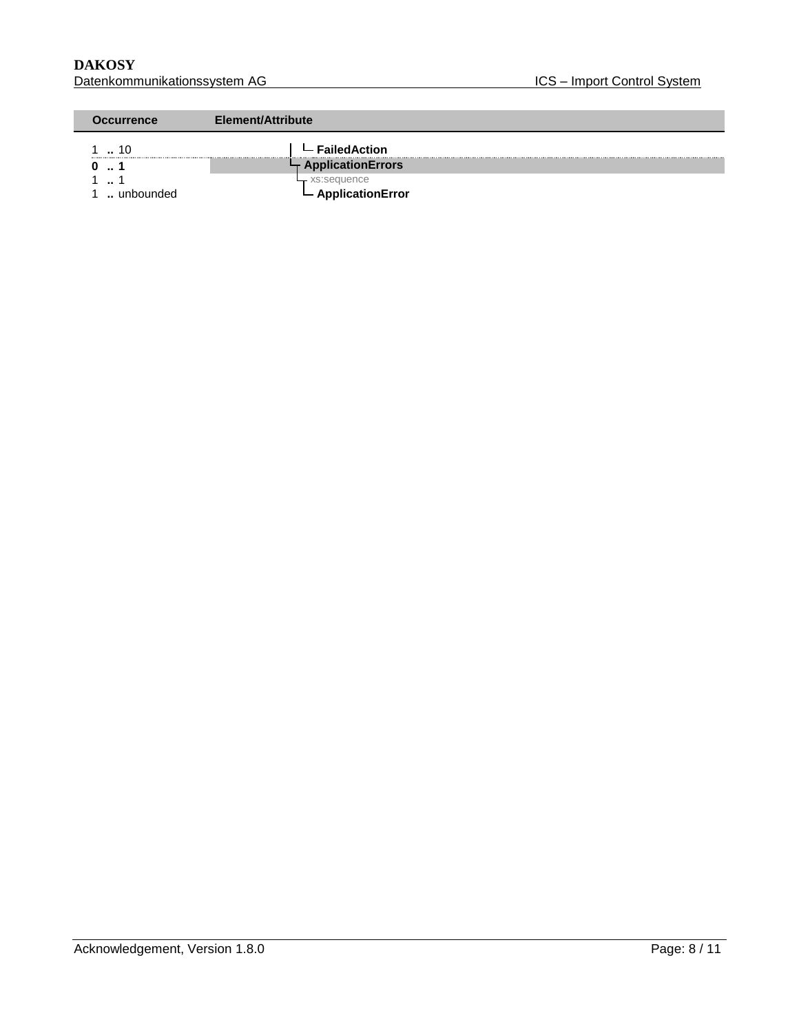| Occurrence | Element/Attribute |
| --- | --- |
| 1 .. 10 | └ **FailedAction** |
| **0 .. 1** | └ **ApplicationErrors** |
| 1 .. 1 | └ xs:sequence |
| 1 .. unbounded | └ **ApplicationError** |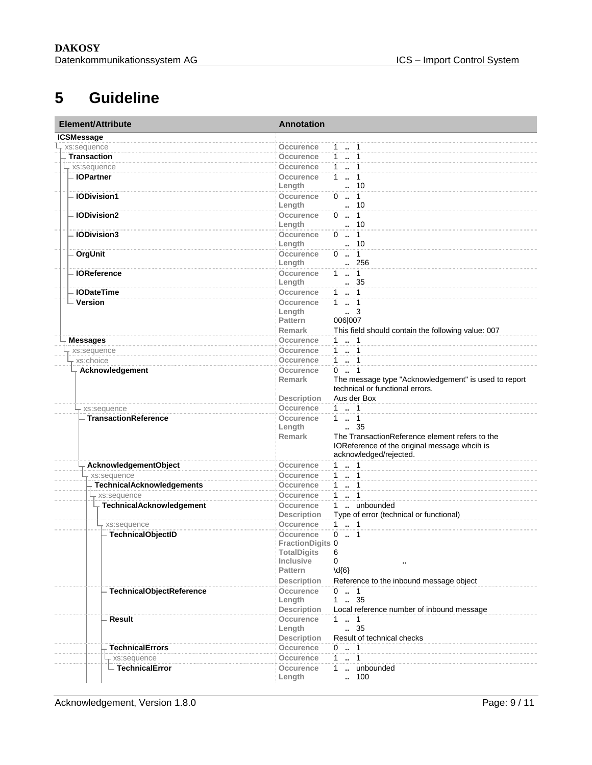# 5 Guideline

| Element/Attribute | Annotation | |
|---|---|---|
| **ICSMessage** | | |
| xs:sequence | Occurence | 1 .. 1 |
| **Transaction** | Occurence | 1 .. 1 |
| xs:sequence | Occurence | 1 .. 1 |
| **IOPartner** | Occurence | 1 .. 1 |
| | Length | .. 10 |
| **IODivision1** | Occurence | 0 .. 1 |
| | Length | .. 10 |
| **IODivision2** | Occurence | 0 .. 1 |
| | Length | .. 10 |
| **IODivision3** | Occurence | 0 .. 1 |
| | Length | .. 10 |
| **OrgUnit** | Occurence | 0 .. 1 |
| | Length | .. 256 |
| **IOReference** | Occurence | 1 .. 1 |
| | Length | .. 35 |
| **IODateTime** | Occurence | 1 .. 1 |
| **Version** | Occurence | 1 .. 1 |
| | Length | .. 3 |
| | Pattern | 006\|007 |
| | Remark | This field should contain the following value: 007 |
| **Messages** | Occurence | 1 .. 1 |
| xs:sequence | Occurence | 1 .. 1 |
| xs:choice | Occurence | 1 .. 1 |
| **Acknowledgement** | Occurence | 0 .. 1 |
| | Remark | The message type "Acknowledgement" is used to report technical or functional errors. |
| | Description | Aus der Box |
| xs:sequence | Occurence | 1 .. 1 |
| **TransactionReference** | Occurence | 1 .. 1 |
| | Length | .. 35 |
| | Remark | The TransactionReference element refers to the IOReference of the original message whcih is acknowledged/rejected. |
| **AcknowledgementObject** | Occurence | 1 .. 1 |
| xs:sequence | Occurence | 1 .. 1 |
| **TechnicalAcknowledgements** | Occurence | 1 .. 1 |
| xs:sequence | Occurence | 1 .. 1 |
| **TechnicalAcknowledgement** | Occurence | 1 .. unbounded |
| | Description | Type of error (technical or functional) |
| xs:sequence | Occurence | 1 .. 1 |
| **TechnicalObjectID** | Occurence | 0 .. 1 |
| | FractionDigits | 0 |
| | TotalDigits | 6 |
| | Inclusive | 0 .. |
| | Pattern | \d{6} |
| | Description | Reference to the inbound message object |
| **TechnicalObjectReference** | Occurence | 0 .. 1 |
| | Length | 1 .. 35 |
| | Description | Local reference number of inbound message |
| **Result** | Occurence | 1 .. 1 |
| | Length | .. 35 |
| | Description | Result of technical checks |
| **TechnicalErrors** | Occurence | 0 .. 1 |
| xs:sequence | Occurence | 1 .. 1 |
| **TechnicalError** | Occurence | 1 .. unbounded |
| | Length | .. 100 |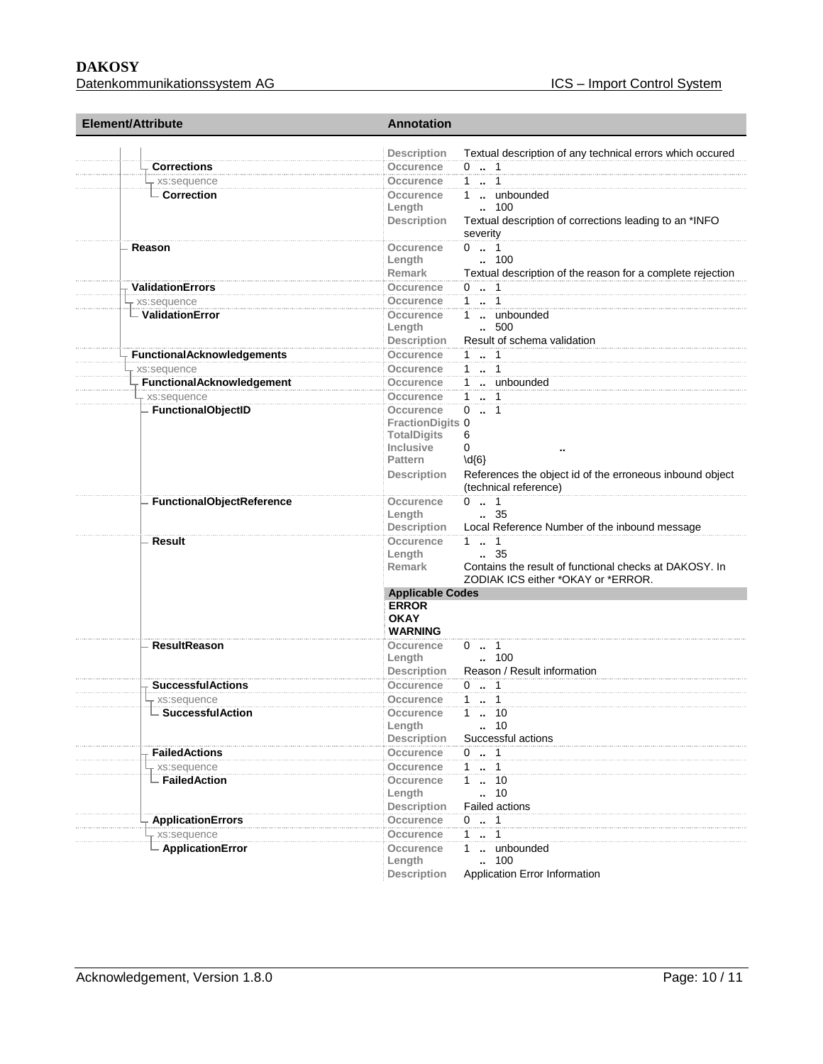| Element/Attribute | Annotation | |
|---|---|---|
| | Description | Textual description of any technical errors which occured |
| Corrections | Occurence | 0 .. 1 |
| xs:sequence | Occurence | 1 .. 1 |
| Correction | Occurence | 1 .. unbounded |
| | Length | .. 100 |
| | Description | Textual description of corrections leading to an *INFO severity |
| Reason | Occurence | 0 .. 1 |
| | Length | .. 100 |
| | Remark | Textual description of the reason for a complete rejection |
| ValidationErrors | Occurence | 0 .. 1 |
| xs:sequence | Occurence | 1 .. 1 |
| ValidationError | Occurence | 1 .. unbounded |
| | Length | .. 500 |
| | Description | Result of schema validation |
| FunctionalAcknowledgements | Occurence | 1 .. 1 |
| xs:sequence | Occurence | 1 .. 1 |
| FunctionalAcknowledgement | Occurence | 1 .. unbounded |
| xs:sequence | Occurence | 1 .. 1 |
| FunctionalObjectID | Occurence | 0 .. 1 |
| | FractionDigits | 0 |
| | TotalDigits | 6 |
| | Inclusive | 0 .. |
| | Pattern | \d{6} |
| | Description | References the object id of the erroneous inbound object (technical reference) |
| FunctionalObjectReference | Occurence | 0 .. 1 |
| | Length | .. 35 |
| | Description | Local Reference Number of the inbound message |
| Result | Occurence | 1 .. 1 |
| | Length | .. 35 |
| | Remark | Contains the result of functional checks at DAKOSY. In ZODIAK ICS either *OKAY or *ERROR. |
| | **Applicable Codes** | |
| | **ERROR** | |
| | **OKAY** | |
| | **WARNING** | |
| ResultReason | Occurence | 0 .. 1 |
| | Length | .. 100 |
| | Description | Reason / Result information |
| SuccessfulActions | Occurence | 0 .. 1 |
| xs:sequence | Occurence | 1 .. 1 |
| SuccessfulAction | Occurence | 1 .. 10 |
| | Length | .. 10 |
| | Description | Successful actions |
| FailedActions | Occurence | 0 .. 1 |
| xs:sequence | Occurence | 1 .. 1 |
| FailedAction | Occurence | 1 .. 10 |
| | Length | .. 10 |
| | Description | Failed actions |
| ApplicationErrors | Occurence | 0 .. 1 |
| xs:sequence | Occurence | 1 .. 1 |
| ApplicationError | Occurence | 1 .. unbounded |
| | Length | .. 100 |
| | Description | Application Error Information |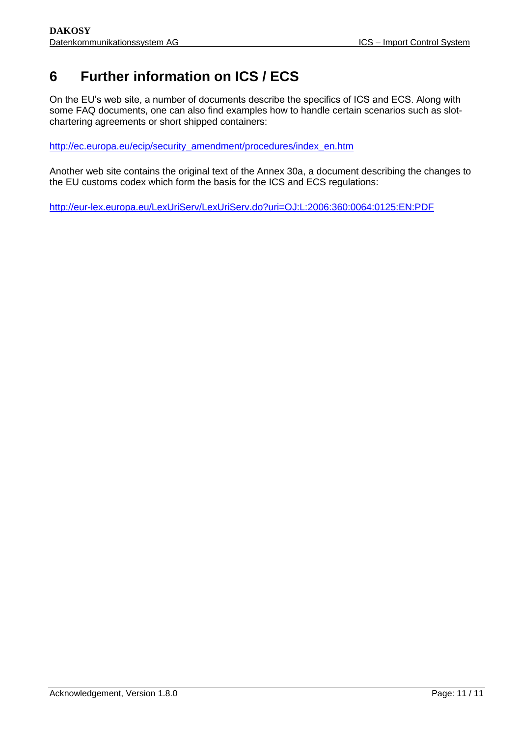# 6 Further information on ICS / ECS

On the EU's web site, a number of documents describe the specifics of ICS and ECS. Along with some FAQ documents, one can also find examples how to handle certain scenarios such as slot-chartering agreements or short shipped containers:

http://ec.europa.eu/ecip/security_amendment/procedures/index_en.htm

Another web site contains the original text of the Annex 30a, a document describing the changes to the EU customs codex which form the basis for the ICS and ECS regulations:

http://eur-lex.europa.eu/LexUriServ/LexUriServ.do?uri=OJ:L:2006:360:0064:0125:EN:PDF